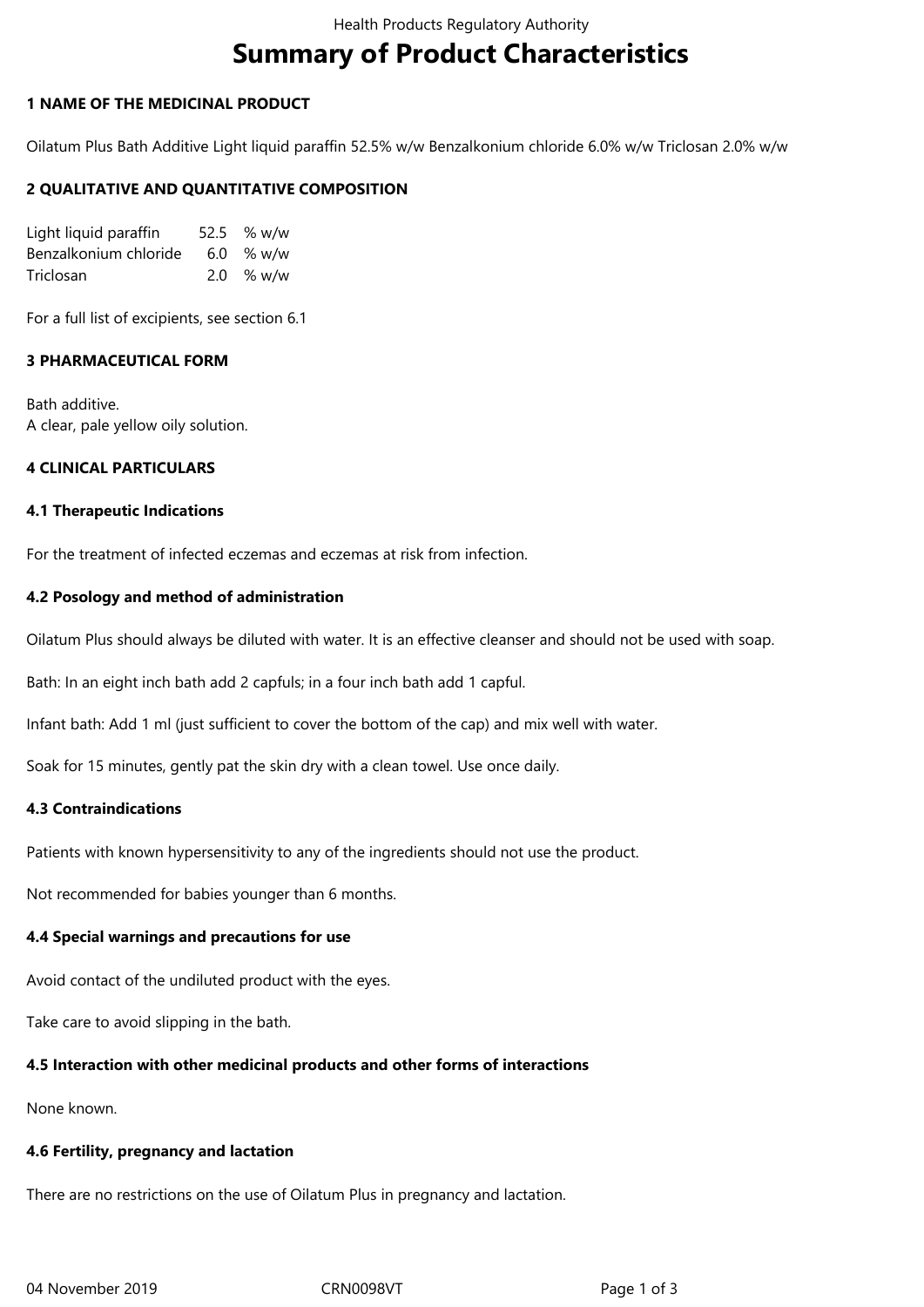# Summary of Product Characteristics

## 1 NAME OF THE MEDICINAL PRODUCT

Oilatum Plus Bath Additive Light liquid paraffin 52.5% w/w Benzalkonium chloride 6.0% w/w Triclosan 2.0% w/w

## 2 QUALITATIVE AND QUANTITATIVE COMPOSITION

| | | |
|---|---|---|
| Light liquid paraffin | 52.5 | % w/w |
| Benzalkonium chloride | 6.0 | % w/w |
| Triclosan | 2.0 | % w/w |

For a full list of excipients, see section 6.1

## 3 PHARMACEUTICAL FORM

Bath additive.
A clear, pale yellow oily solution.

## 4 CLINICAL PARTICULARS

### 4.1 Therapeutic Indications

For the treatment of infected eczemas and eczemas at risk from infection.

### 4.2 Posology and method of administration

Oilatum Plus should always be diluted with water. It is an effective cleanser and should not be used with soap.

Bath: In an eight inch bath add 2 capfuls; in a four inch bath add 1 capful.

Infant bath: Add 1 ml (just sufficient to cover the bottom of the cap) and mix well with water.

Soak for 15 minutes, gently pat the skin dry with a clean towel. Use once daily.

### 4.3 Contraindications

Patients with known hypersensitivity to any of the ingredients should not use the product.

Not recommended for babies younger than 6 months.

### 4.4 Special warnings and precautions for use

Avoid contact of the undiluted product with the eyes.

Take care to avoid slipping in the bath.

### 4.5 Interaction with other medicinal products and other forms of interactions

None known.

### 4.6 Fertility, pregnancy and lactation

There are no restrictions on the use of Oilatum Plus in pregnancy and lactation.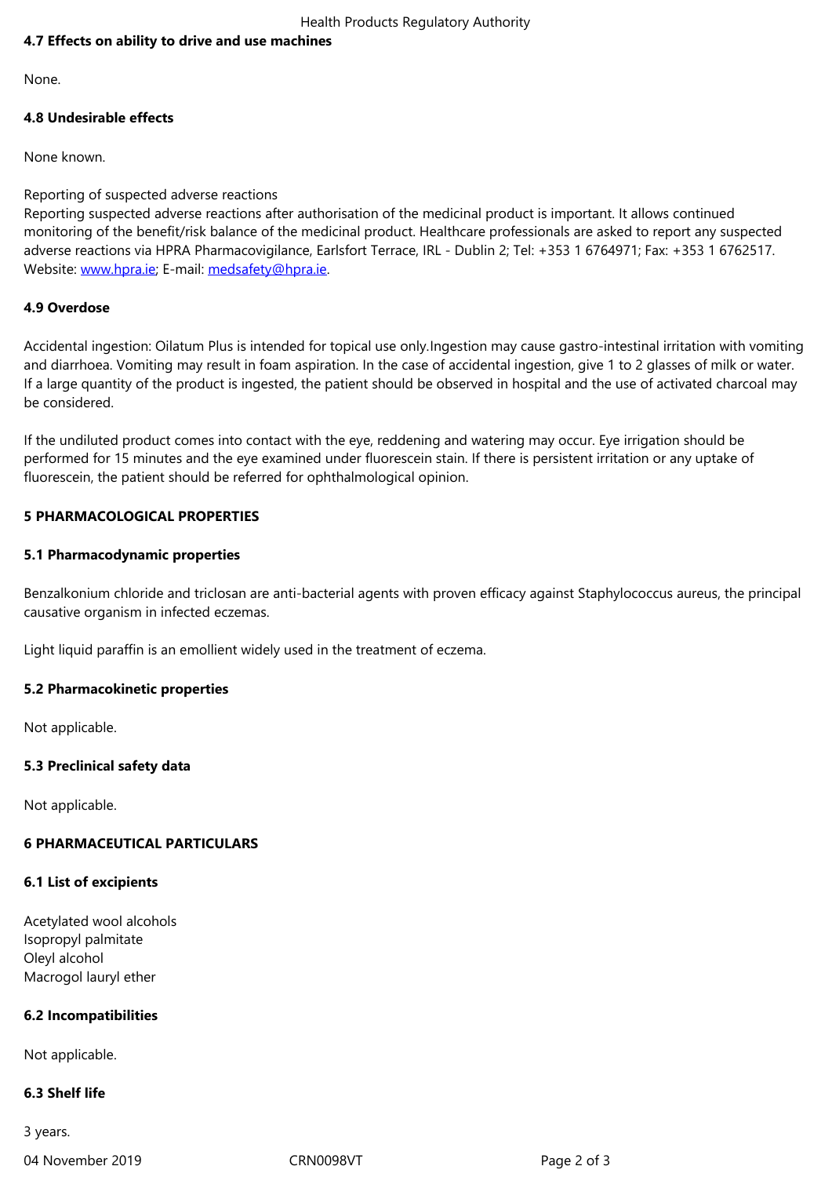**4.7 Effects on ability to drive and use machines**

None.

**4.8 Undesirable effects**

None known.

Reporting of suspected adverse reactions
Reporting suspected adverse reactions after authorisation of the medicinal product is important. It allows continued monitoring of the benefit/risk balance of the medicinal product. Healthcare professionals are asked to report any suspected adverse reactions via HPRA Pharmacovigilance, Earlsfort Terrace, IRL - Dublin 2; Tel: +353 1 6764971; Fax: +353 1 6762517. Website: www.hpra.ie; E-mail: medsafety@hpra.ie.

**4.9 Overdose**

Accidental ingestion: Oilatum Plus is intended for topical use only.Ingestion may cause gastro-intestinal irritation with vomiting and diarrhoea. Vomiting may result in foam aspiration. In the case of accidental ingestion, give 1 to 2 glasses of milk or water. If a large quantity of the product is ingested, the patient should be observed in hospital and the use of activated charcoal may be considered.

If the undiluted product comes into contact with the eye, reddening and watering may occur. Eye irrigation should be performed for 15 minutes and the eye examined under fluorescein stain. If there is persistent irritation or any uptake of fluorescein, the patient should be referred for ophthalmological opinion.

**5 PHARMACOLOGICAL PROPERTIES**

**5.1 Pharmacodynamic properties**

Benzalkonium chloride and triclosan are anti-bacterial agents with proven efficacy against Staphylococcus aureus, the principal causative organism in infected eczemas.

Light liquid paraffin is an emollient widely used in the treatment of eczema.

**5.2 Pharmacokinetic properties**

Not applicable.

**5.3 Preclinical safety data**

Not applicable.

**6 PHARMACEUTICAL PARTICULARS**

**6.1 List of excipients**

Acetylated wool alcohols
Isopropyl palmitate
Oleyl alcohol
Macrogol lauryl ether

**6.2 Incompatibilities**

Not applicable.

**6.3 Shelf life**

3 years.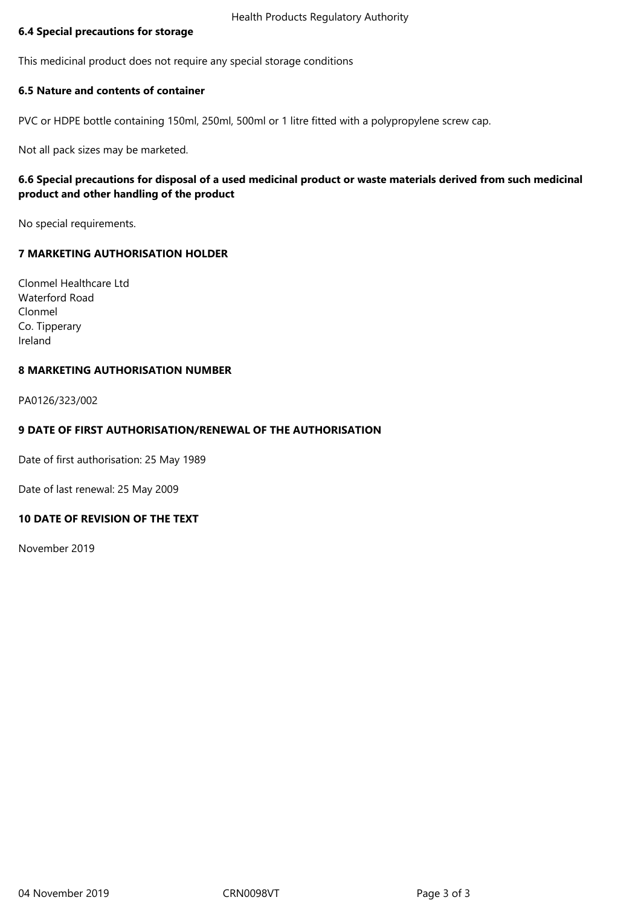### 6.4 Special precautions for storage

This medicinal product does not require any special storage conditions

### 6.5 Nature and contents of container

PVC or HDPE bottle containing 150ml, 250ml, 500ml or 1 litre fitted with a polypropylene screw cap.

Not all pack sizes may be marketed.

### 6.6 Special precautions for disposal of a used medicinal product or waste materials derived from such medicinal product and other handling of the product

No special requirements.

## 7 MARKETING AUTHORISATION HOLDER

Clonmel Healthcare Ltd
Waterford Road
Clonmel
Co. Tipperary
Ireland

## 8 MARKETING AUTHORISATION NUMBER

PA0126/323/002

## 9 DATE OF FIRST AUTHORISATION/RENEWAL OF THE AUTHORISATION

Date of first authorisation: 25 May 1989

Date of last renewal: 25 May 2009

## 10 DATE OF REVISION OF THE TEXT

November 2019